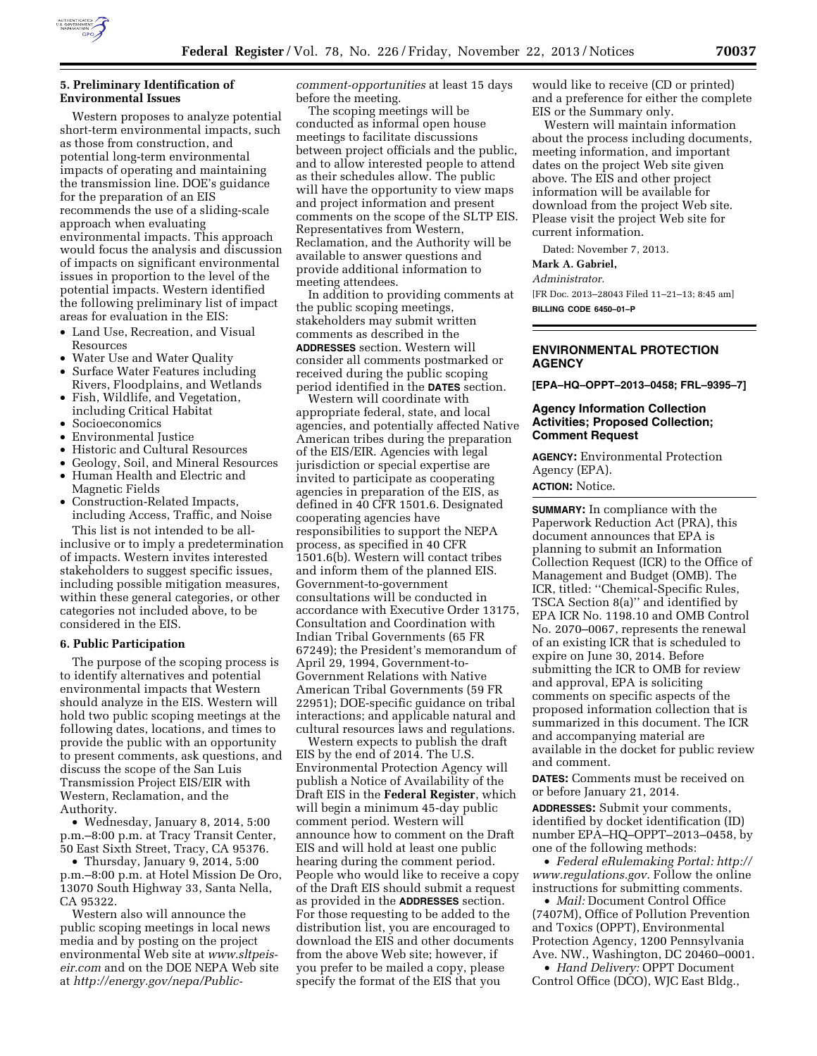### 5. Preliminary Identification of Environmental Issues

Western proposes to analyze potential short-term environmental impacts, such as those from construction, and potential long-term environmental impacts of operating and maintaining the transmission line. DOE's guidance for the preparation of an EIS recommends the use of a sliding-scale approach when evaluating environmental impacts. This approach would focus the analysis and discussion of impacts on significant environmental issues in proportion to the level of the potential impacts. Western identified the following preliminary list of impact areas for evaluation in the EIS:

- Land Use, Recreation, and Visual Resources
- Water Use and Water Quality
- Surface Water Features including Rivers, Floodplains, and Wetlands
- Fish, Wildlife, and Vegetation, including Critical Habitat
- Socioeconomics
- Environmental Justice
- Historic and Cultural Resources
- Geology, Soil, and Mineral Resources
- Human Health and Electric and Magnetic Fields
- Construction-Related Impacts, including Access, Traffic, and Noise

This list is not intended to be all-inclusive or to imply a predetermination of impacts. Western invites interested stakeholders to suggest specific issues, including possible mitigation measures, within these general categories, or other categories not included above, to be considered in the EIS.

### 6. Public Participation

The purpose of the scoping process is to identify alternatives and potential environmental impacts that Western should analyze in the EIS. Western will hold two public scoping meetings at the following dates, locations, and times to provide the public with an opportunity to present comments, ask questions, and discuss the scope of the San Luis Transmission Project EIS/EIR with Western, Reclamation, and the Authority.

- Wednesday, January 8, 2014, 5:00 p.m.–8:00 p.m. at Tracy Transit Center, 50 East Sixth Street, Tracy, CA 95376.
- Thursday, January 9, 2014, 5:00 p.m.–8:00 p.m. at Hotel Mission De Oro, 13070 South Highway 33, Santa Nella, CA 95322.

Western also will announce the public scoping meetings in local news media and by posting on the project environmental Web site at *www.sltpeis-eir.com* and on the DOE NEPA Web site at *http://energy.gov/nepa/Public-comment-opportunities* at least 15 days before the meeting.

The scoping meetings will be conducted as informal open house meetings to facilitate discussions between project officials and the public, and to allow interested people to attend as their schedules allow. The public will have the opportunity to view maps and project information and present comments on the scope of the SLTP EIS. Representatives from Western, Reclamation, and the Authority will be available to answer questions and provide additional information to meeting attendees.

In addition to providing comments at the public scoping meetings, stakeholders may submit written comments as described in the **ADDRESSES** section. Western will consider all comments postmarked or received during the public scoping period identified in the **DATES** section.

Western will coordinate with appropriate federal, state, and local agencies, and potentially affected Native American tribes during the preparation of the EIS/EIR. Agencies with legal jurisdiction or special expertise are invited to participate as cooperating agencies in preparation of the EIS, as defined in 40 CFR 1501.6. Designated cooperating agencies have responsibilities to support the NEPA process, as specified in 40 CFR 1501.6(b). Western will contact tribes and inform them of the planned EIS. Government-to-government consultations will be conducted in accordance with Executive Order 13175, Consultation and Coordination with Indian Tribal Governments (65 FR 67249); the President's memorandum of April 29, 1994, Government-to-Government Relations with Native American Tribal Governments (59 FR 22951); DOE-specific guidance on tribal interactions; and applicable natural and cultural resources laws and regulations.

Western expects to publish the draft EIS by the end of 2014. The U.S. Environmental Protection Agency will publish a Notice of Availability of the Draft EIS in the **Federal Register**, which will begin a minimum 45-day public comment period. Western will announce how to comment on the Draft EIS and will hold at least one public hearing during the comment period. People who would like to receive a copy of the Draft EIS should submit a request as provided in the **ADDRESSES** section. For those requesting to be added to the distribution list, you are encouraged to download the EIS and other documents from the above Web site; however, if you prefer to be mailed a copy, please specify the format of the EIS that you would like to receive (CD or printed) and a preference for either the complete EIS or the Summary only.

Western will maintain information about the process including documents, meeting information, and important dates on the project Web site given above. The EIS and other project information will be available for download from the project Web site. Please visit the project Web site for current information.

Dated: November 7, 2013.

**Mark A. Gabriel,**

*Administrator.*

[FR Doc. 2013–28043 Filed 11–21–13; 8:45 am]

**BILLING CODE 6450–01–P**

---

## ENVIRONMENTAL PROTECTION AGENCY

**[EPA–HQ–OPPT–2013–0458; FRL–9395–7]**

### Agency Information Collection Activities; Proposed Collection; Comment Request

**AGENCY:** Environmental Protection Agency (EPA).

**ACTION:** Notice.

**SUMMARY:** In compliance with the Paperwork Reduction Act (PRA), this document announces that EPA is planning to submit an Information Collection Request (ICR) to the Office of Management and Budget (OMB). The ICR, titled: ''Chemical-Specific Rules, TSCA Section 8(a)'' and identified by EPA ICR No. 1198.10 and OMB Control No. 2070–0067, represents the renewal of an existing ICR that is scheduled to expire on June 30, 2014. Before submitting the ICR to OMB for review and approval, EPA is soliciting comments on specific aspects of the proposed information collection that is summarized in this document. The ICR and accompanying material are available in the docket for public review and comment.

**DATES:** Comments must be received on or before January 21, 2014.

**ADDRESSES:** Submit your comments, identified by docket identification (ID) number EPA–HQ–OPPT–2013–0458, by one of the following methods:

- *Federal eRulemaking Portal: http://www.regulations.gov.* Follow the online instructions for submitting comments.
- *Mail:* Document Control Office (7407M), Office of Pollution Prevention and Toxics (OPPT), Environmental Protection Agency, 1200 Pennsylvania Ave. NW., Washington, DC 20460–0001.
- *Hand Delivery:* OPPT Document Control Office (DCO), WJC East Bldg.,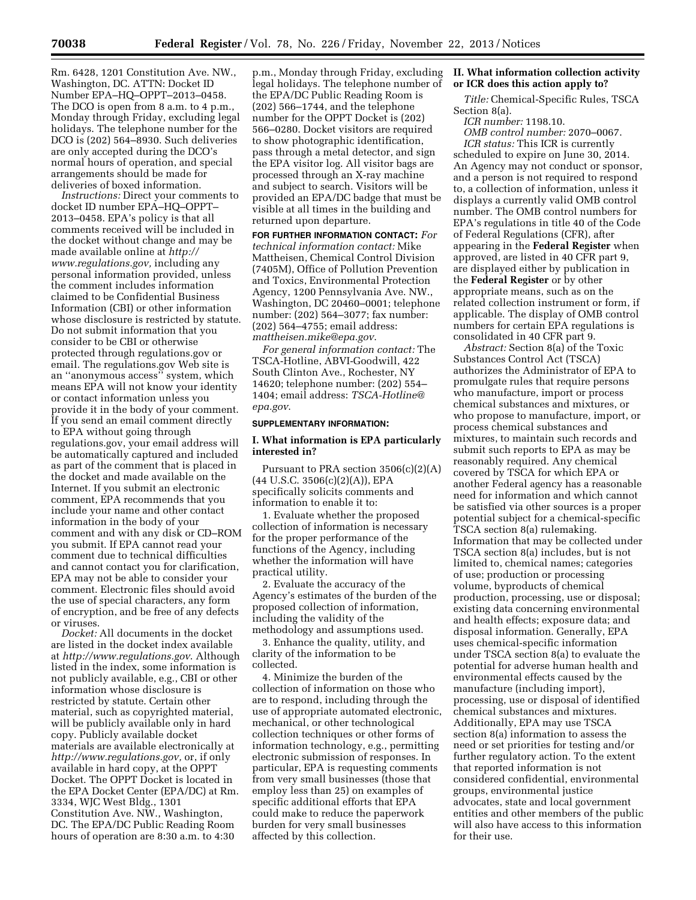Rm. 6428, 1201 Constitution Ave. NW., Washington, DC. ATTN: Docket ID Number EPA–HQ–OPPT–2013–0458. The DCO is open from 8 a.m. to 4 p.m., Monday through Friday, excluding legal holidays. The telephone number for the DCO is (202) 564–8930. Such deliveries are only accepted during the DCO's normal hours of operation, and special arrangements should be made for deliveries of boxed information.

*Instructions:* Direct your comments to docket ID number EPA–HQ–OPPT–2013–0458. EPA's policy is that all comments received will be included in the docket without change and may be made available online at *http://www.regulations.gov,* including any personal information provided, unless the comment includes information claimed to be Confidential Business Information (CBI) or other information whose disclosure is restricted by statute. Do not submit information that you consider to be CBI or otherwise protected through regulations.gov or email. The regulations.gov Web site is an ''anonymous access'' system, which means EPA will not know your identity or contact information unless you provide it in the body of your comment. If you send an email comment directly to EPA without going through regulations.gov, your email address will be automatically captured and included as part of the comment that is placed in the docket and made available on the Internet. If you submit an electronic comment, EPA recommends that you include your name and other contact information in the body of your comment and with any disk or CD–ROM you submit. If EPA cannot read your comment due to technical difficulties and cannot contact you for clarification, EPA may not be able to consider your comment. Electronic files should avoid the use of special characters, any form of encryption, and be free of any defects or viruses.

*Docket:* All documents in the docket are listed in the docket index available at *http://www.regulations.gov*. Although listed in the index, some information is not publicly available, e.g., CBI or other information whose disclosure is restricted by statute. Certain other material, such as copyrighted material, will be publicly available only in hard copy. Publicly available docket materials are available electronically at *http://www.regulations.gov,* or, if only available in hard copy, at the OPPT Docket. The OPPT Docket is located in the EPA Docket Center (EPA/DC) at Rm. 3334, WJC West Bldg., 1301 Constitution Ave. NW., Washington, DC. The EPA/DC Public Reading Room hours of operation are 8:30 a.m. to 4:30 p.m., Monday through Friday, excluding legal holidays. The telephone number of the EPA/DC Public Reading Room is (202) 566–1744, and the telephone number for the OPPT Docket is (202) 566–0280. Docket visitors are required to show photographic identification, pass through a metal detector, and sign the EPA visitor log. All visitor bags are processed through an X-ray machine and subject to search. Visitors will be provided an EPA/DC badge that must be visible at all times in the building and returned upon departure.

**FOR FURTHER INFORMATION CONTACT:** *For technical information contact:* Mike Mattheisen, Chemical Control Division (7405M), Office of Pollution Prevention and Toxics, Environmental Protection Agency, 1200 Pennsylvania Ave. NW., Washington, DC 20460–0001; telephone number: (202) 564–3077; fax number: (202) 564–4755; email address: *mattheisen.mike@epa.gov*.

*For general information contact:* The TSCA-Hotline, ABVI-Goodwill, 422 South Clinton Ave., Rochester, NY 14620; telephone number: (202) 554–1404; email address: *TSCA-Hotline@epa.gov*.

**SUPPLEMENTARY INFORMATION:**

## I. What information is EPA particularly interested in?

Pursuant to PRA section 3506(c)(2)(A) (44 U.S.C. 3506(c)(2)(A)), EPA specifically solicits comments and information to enable it to:

1. Evaluate whether the proposed collection of information is necessary for the proper performance of the functions of the Agency, including whether the information will have practical utility.

2. Evaluate the accuracy of the Agency's estimates of the burden of the proposed collection of information, including the validity of the methodology and assumptions used.

3. Enhance the quality, utility, and clarity of the information to be collected.

4. Minimize the burden of the collection of information on those who are to respond, including through the use of appropriate automated electronic, mechanical, or other technological collection techniques or other forms of information technology, e.g., permitting electronic submission of responses. In particular, EPA is requesting comments from very small businesses (those that employ less than 25) on examples of specific additional efforts that EPA could make to reduce the paperwork burden for very small businesses affected by this collection.

## II. What information collection activity or ICR does this action apply to?

*Title:* Chemical-Specific Rules, TSCA Section 8(a).

*ICR number:* 1198.10.

*OMB control number:* 2070–0067.

*ICR status:* This ICR is currently scheduled to expire on June 30, 2014. An Agency may not conduct or sponsor, and a person is not required to respond to, a collection of information, unless it displays a currently valid OMB control number. The OMB control numbers for EPA's regulations in title 40 of the Code of Federal Regulations (CFR), after appearing in the **Federal Register** when approved, are listed in 40 CFR part 9, are displayed either by publication in the **Federal Register** or by other appropriate means, such as on the related collection instrument or form, if applicable. The display of OMB control numbers for certain EPA regulations is consolidated in 40 CFR part 9.

*Abstract:* Section 8(a) of the Toxic Substances Control Act (TSCA) authorizes the Administrator of EPA to promulgate rules that require persons who manufacture, import or process chemical substances and mixtures, or who propose to manufacture, import, or process chemical substances and mixtures, to maintain such records and submit such reports to EPA as may be reasonably required. Any chemical covered by TSCA for which EPA or another Federal agency has a reasonable need for information and which cannot be satisfied via other sources is a proper potential subject for a chemical-specific TSCA section 8(a) rulemaking. Information that may be collected under TSCA section 8(a) includes, but is not limited to, chemical names; categories of use; production or processing volume, byproducts of chemical production, processing, use or disposal; existing data concerning environmental and health effects; exposure data; and disposal information. Generally, EPA uses chemical-specific information under TSCA section 8(a) to evaluate the potential for adverse human health and environmental effects caused by the manufacture (including import), processing, use or disposal of identified chemical substances and mixtures. Additionally, EPA may use TSCA section 8(a) information to assess the need or set priorities for testing and/or further regulatory action. To the extent that reported information is not considered confidential, environmental groups, environmental justice advocates, state and local government entities and other members of the public will also have access to this information for their use.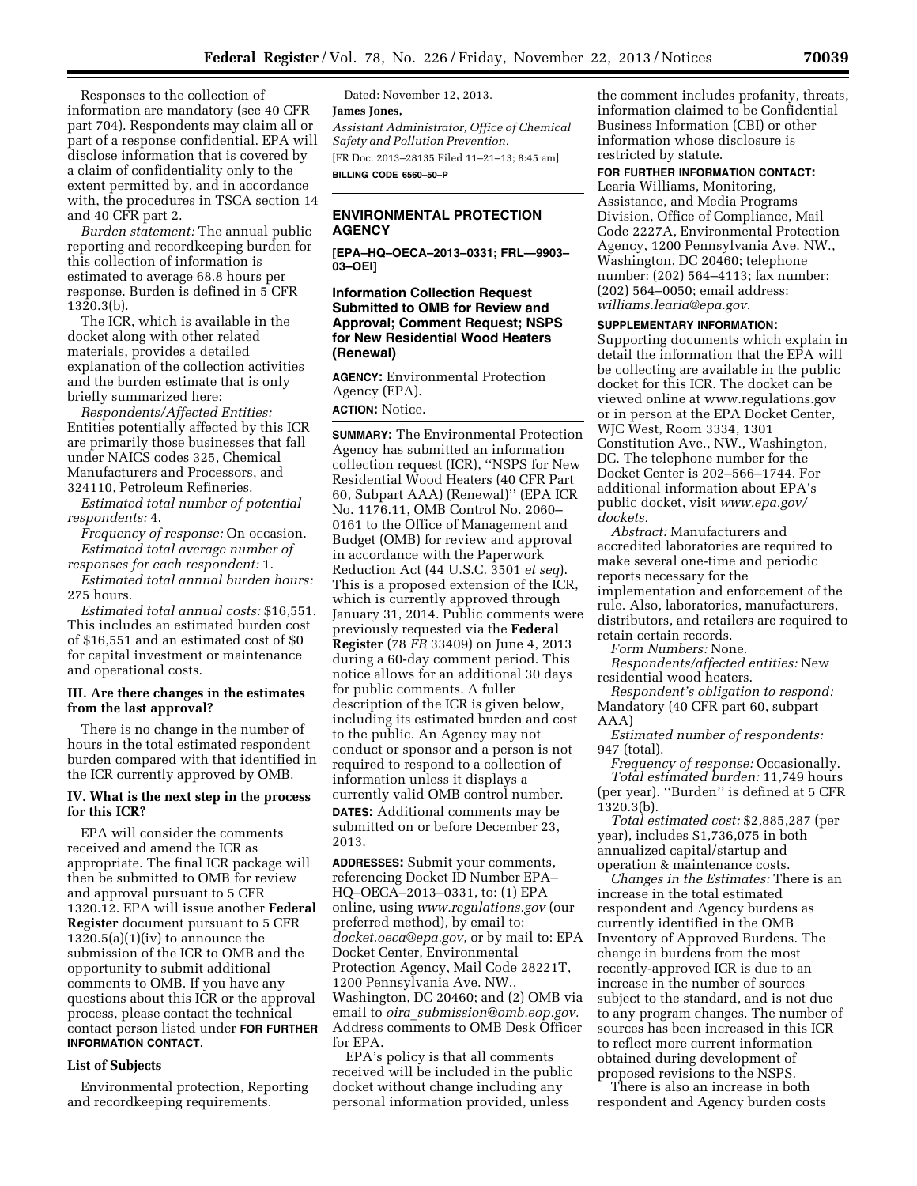Responses to the collection of information are mandatory (see 40 CFR part 704). Respondents may claim all or part of a response confidential. EPA will disclose information that is covered by a claim of confidentiality only to the extent permitted by, and in accordance with, the procedures in TSCA section 14 and 40 CFR part 2.

*Burden statement:* The annual public reporting and recordkeeping burden for this collection of information is estimated to average 68.8 hours per response. Burden is defined in 5 CFR 1320.3(b).

The ICR, which is available in the docket along with other related materials, provides a detailed explanation of the collection activities and the burden estimate that is only briefly summarized here:

*Respondents/Affected Entities:* Entities potentially affected by this ICR are primarily those businesses that fall under NAICS codes 325, Chemical Manufacturers and Processors, and 324110, Petroleum Refineries.

*Estimated total number of potential respondents:* 4.

*Frequency of response:* On occasion.

*Estimated total average number of responses for each respondent:* 1.

*Estimated total annual burden hours:* 275 hours.

*Estimated total annual costs:* $16,551. This includes an estimated burden cost of $16,551 and an estimated cost of $0 for capital investment or maintenance and operational costs.

### III. Are there changes in the estimates from the last approval?

There is no change in the number of hours in the total estimated respondent burden compared with that identified in the ICR currently approved by OMB.

### IV. What is the next step in the process for this ICR?

EPA will consider the comments received and amend the ICR as appropriate. The final ICR package will then be submitted to OMB for review and approval pursuant to 5 CFR 1320.12. EPA will issue another **Federal Register** document pursuant to 5 CFR 1320.5(a)(1)(iv) to announce the submission of the ICR to OMB and the opportunity to submit additional comments to OMB. If you have any questions about this ICR or the approval process, please contact the technical contact person listed under **FOR FURTHER INFORMATION CONTACT**.

### List of Subjects

Environmental protection, Reporting and recordkeeping requirements.

Dated: November 12, 2013.

**James Jones,**

*Assistant Administrator, Office of Chemical Safety and Pollution Prevention.*

[FR Doc. 2013–28135 Filed 11–21–13; 8:45 am]

**BILLING CODE 6560–50–P**

## ENVIRONMENTAL PROTECTION AGENCY

**[EPA–HQ–OECA–2013–0331; FRL—9903–03–OEI]**

## Information Collection Request Submitted to OMB for Review and Approval; Comment Request; NSPS for New Residential Wood Heaters (Renewal)

**AGENCY:** Environmental Protection Agency (EPA).

**ACTION:** Notice.

**SUMMARY:** The Environmental Protection Agency has submitted an information collection request (ICR), ''NSPS for New Residential Wood Heaters (40 CFR Part 60, Subpart AAA) (Renewal)'' (EPA ICR No. 1176.11, OMB Control No. 2060–0161 to the Office of Management and Budget (OMB) for review and approval in accordance with the Paperwork Reduction Act (44 U.S.C. 3501 *et seq*). This is a proposed extension of the ICR, which is currently approved through January 31, 2014. Public comments were previously requested via the **Federal Register** (78 *FR* 33409) on June 4, 2013 during a 60-day comment period. This notice allows for an additional 30 days for public comments. A fuller description of the ICR is given below, including its estimated burden and cost to the public. An Agency may not conduct or sponsor and a person is not required to respond to a collection of information unless it displays a currently valid OMB control number.

**DATES:** Additional comments may be submitted on or before December 23, 2013.

**ADDRESSES:** Submit your comments, referencing Docket ID Number EPA–HQ–OECA–2013–0331, to: (1) EPA online, using *www.regulations.gov* (our preferred method), by email to: *docket.oeca@epa.gov*, or by mail to: EPA Docket Center, Environmental Protection Agency, Mail Code 28221T, 1200 Pennsylvania Ave. NW., Washington, DC 20460; and (2) OMB via email to *oira_submission@omb.eop.gov.* Address comments to OMB Desk Officer for EPA.

EPA's policy is that all comments received will be included in the public docket without change including any personal information provided, unless the comment includes profanity, threats, information claimed to be Confidential Business Information (CBI) or other information whose disclosure is restricted by statute.

**FOR FURTHER INFORMATION CONTACT:** Learia Williams, Monitoring, Assistance, and Media Programs Division, Office of Compliance, Mail Code 2227A, Environmental Protection Agency, 1200 Pennsylvania Ave. NW., Washington, DC 20460; telephone number: (202) 564–4113; fax number: (202) 564–0050; email address: *williams.learia@epa.gov.*

**SUPPLEMENTARY INFORMATION:** Supporting documents which explain in detail the information that the EPA will be collecting are available in the public docket for this ICR. The docket can be viewed online at www.regulations.gov or in person at the EPA Docket Center, WJC West, Room 3334, 1301 Constitution Ave., NW., Washington, DC. The telephone number for the Docket Center is 202–566–1744. For additional information about EPA's public docket, visit *www.epa.gov/dockets.*

*Abstract:* Manufacturers and accredited laboratories are required to make several one-time and periodic reports necessary for the implementation and enforcement of the rule. Also, laboratories, manufacturers, distributors, and retailers are required to retain certain records.

*Form Numbers:* None.

*Respondents/affected entities:* New residential wood heaters.

*Respondent's obligation to respond:* Mandatory (40 CFR part 60, subpart AAA)

*Estimated number of respondents:* 947 (total).

*Frequency of response:* Occasionally.

*Total estimated burden:* 11,749 hours (per year). ''Burden'' is defined at 5 CFR 1320.3(b).

*Total estimated cost:* $2,885,287 (per year), includes $1,736,075 in both annualized capital/startup and operation & maintenance costs.

*Changes in the Estimates:* There is an increase in the total estimated respondent and Agency burdens as currently identified in the OMB Inventory of Approved Burdens. The change in burdens from the most recently-approved ICR is due to an increase in the number of sources subject to the standard, and is not due to any program changes. The number of sources has been increased in this ICR to reflect more current information obtained during development of proposed revisions to the NSPS.

There is also an increase in both respondent and Agency burden costs